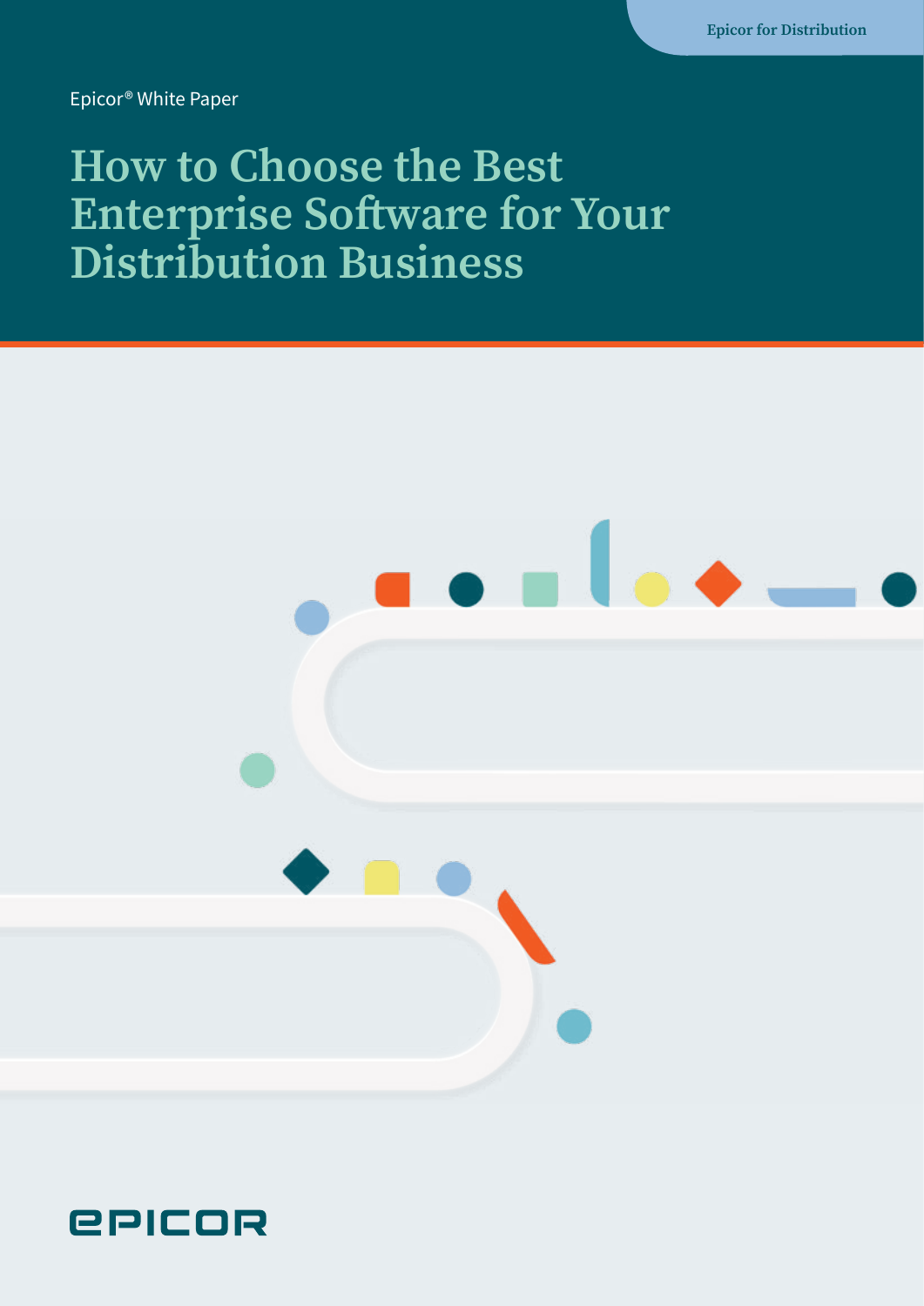Epicor for Distribution

Epicor® White Paper

# How to Choose the Best Enterprise Software for Your Distribution Business

EPICOR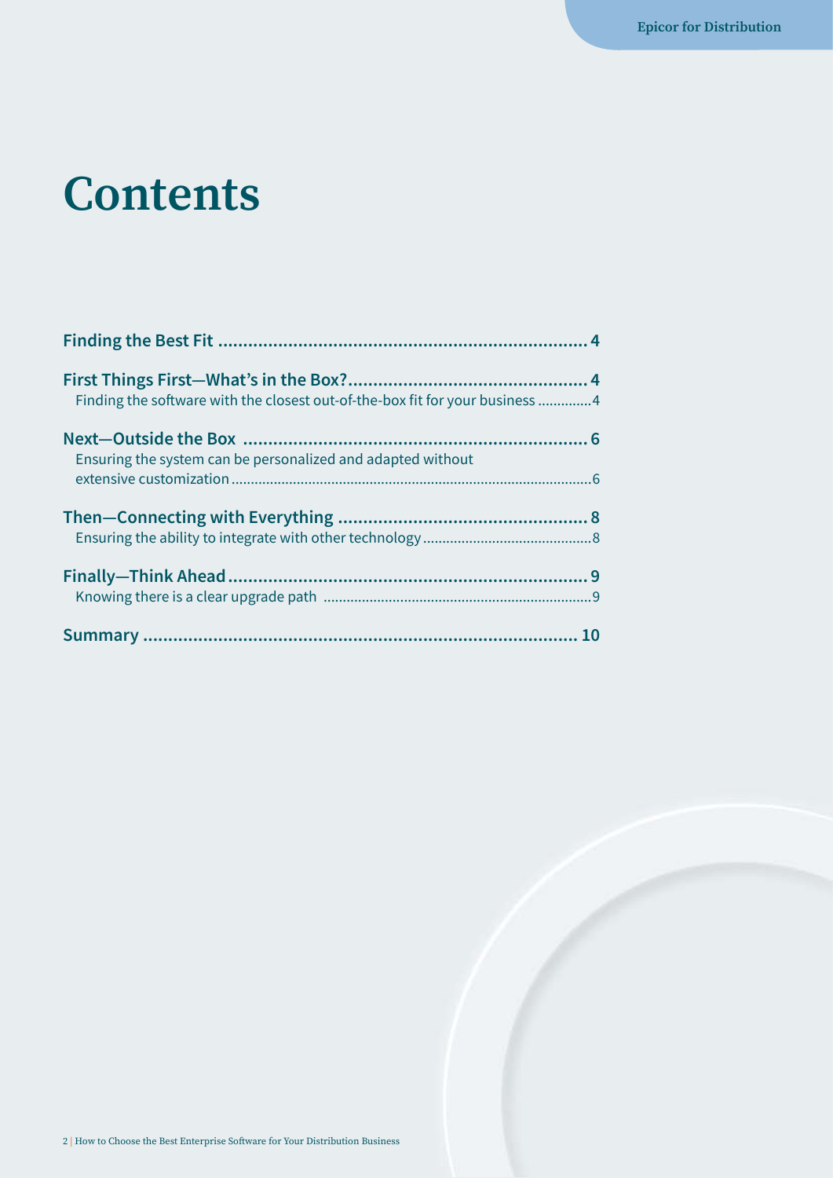# Contents

**Finding the Best Fit** ........................................................................ **4**

**First Things First—What's in the Box?** ............................................... **4**
Finding the software with the closest out-of-the-box fit for your business ..............4

**Next—Outside the Box** ..................................................................... **6**
Ensuring the system can be personalized and adapted without extensive customization ...........................................................................................6

**Then—Connecting with Everything** ................................................. **8**
Ensuring the ability to integrate with other technology ............................................8

**Finally—Think Ahead** ....................................................................... **9**
Knowing there is a clear upgrade path ......................................................................9

**Summary** ........................................................................................ **10**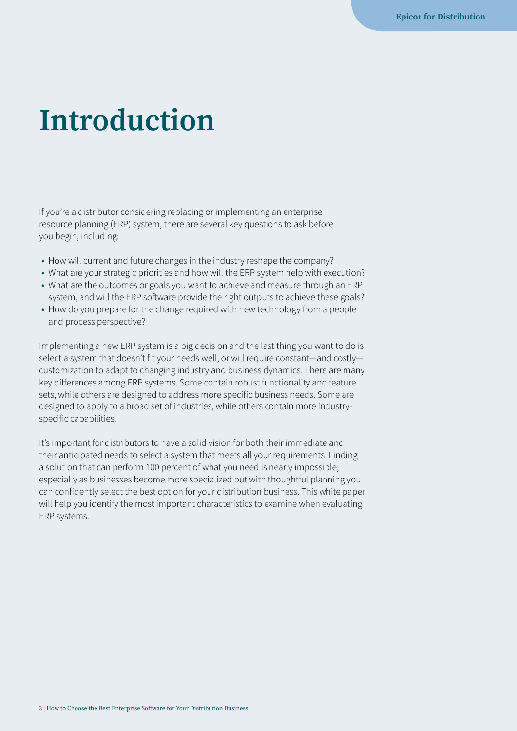# Introduction

If you're a distributor considering replacing or implementing an enterprise resource planning (ERP) system, there are several key questions to ask before you begin, including:

- How will current and future changes in the industry reshape the company?
- What are your strategic priorities and how will the ERP system help with execution?
- What are the outcomes or goals you want to achieve and measure through an ERP system, and will the ERP software provide the right outputs to achieve these goals?
- How do you prepare for the change required with new technology from a people and process perspective?

Implementing a new ERP system is a big decision and the last thing you want to do is select a system that doesn't fit your needs well, or will require constant—and costly—customization to adapt to changing industry and business dynamics. There are many key differences among ERP systems. Some contain robust functionality and feature sets, while others are designed to address more specific business needs. Some are designed to apply to a broad set of industries, while others contain more industry-specific capabilities.

It's important for distributors to have a solid vision for both their immediate and their anticipated needs to select a system that meets all your requirements. Finding a solution that can perform 100 percent of what you need is nearly impossible, especially as businesses become more specialized but with thoughtful planning you can confidently select the best option for your distribution business. This white paper will help you identify the most important characteristics to examine when evaluating ERP systems.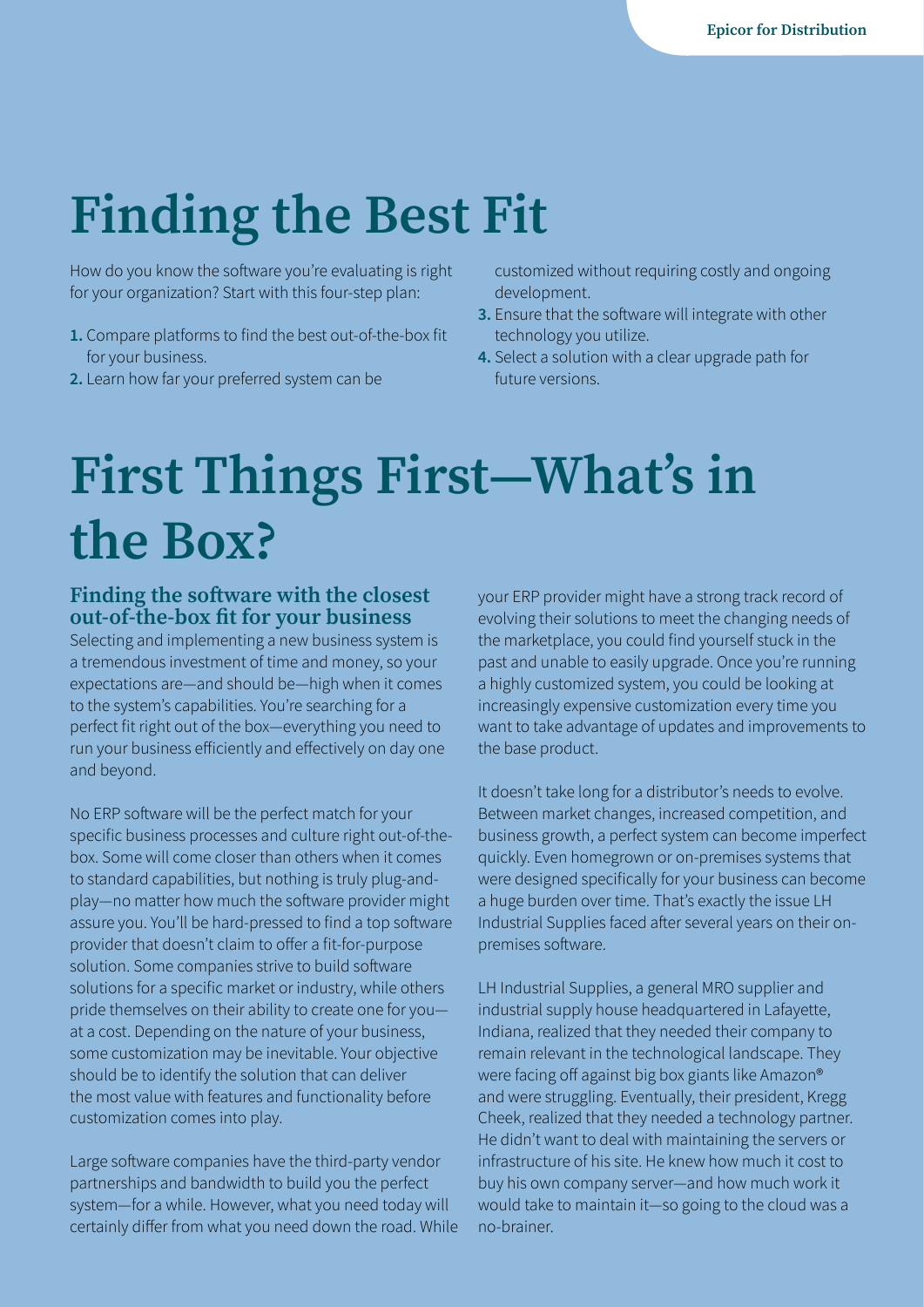# Finding the Best Fit

How do you know the software you're evaluating is right for your organization? Start with this four-step plan:

1. Compare platforms to find the best out-of-the-box fit for your business.
2. Learn how far your preferred system can be customized without requiring costly and ongoing development.
3. Ensure that the software will integrate with other technology you utilize.
4. Select a solution with a clear upgrade path for future versions.

# First Things First—What's in the Box?

### Finding the software with the closest out-of-the-box fit for your business

Selecting and implementing a new business system is a tremendous investment of time and money, so your expectations are—and should be—high when it comes to the system's capabilities. You're searching for a perfect fit right out of the box—everything you need to run your business efficiently and effectively on day one and beyond.

No ERP software will be the perfect match for your specific business processes and culture right out-of-the-box. Some will come closer than others when it comes to standard capabilities, but nothing is truly plug-and-play—no matter how much the software provider might assure you. You'll be hard-pressed to find a top software provider that doesn't claim to offer a fit-for-purpose solution. Some companies strive to build software solutions for a specific market or industry, while others pride themselves on their ability to create one for you—at a cost. Depending on the nature of your business, some customization may be inevitable. Your objective should be to identify the solution that can deliver the most value with features and functionality before customization comes into play.

Large software companies have the third-party vendor partnerships and bandwidth to build you the perfect system—for a while. However, what you need today will certainly differ from what you need down the road. While your ERP provider might have a strong track record of evolving their solutions to meet the changing needs of the marketplace, you could find yourself stuck in the past and unable to easily upgrade. Once you're running a highly customized system, you could be looking at increasingly expensive customization every time you want to take advantage of updates and improvements to the base product.

It doesn't take long for a distributor's needs to evolve. Between market changes, increased competition, and business growth, a perfect system can become imperfect quickly. Even homegrown or on-premises systems that were designed specifically for your business can become a huge burden over time. That's exactly the issue LH Industrial Supplies faced after several years on their on-premises software.

LH Industrial Supplies, a general MRO supplier and industrial supply house headquartered in Lafayette, Indiana, realized that they needed their company to remain relevant in the technological landscape. They were facing off against big box giants like Amazon® and were struggling. Eventually, their president, Kregg Cheek, realized that they needed a technology partner. He didn't want to deal with maintaining the servers or infrastructure of his site. He knew how much it cost to buy his own company server—and how much work it would take to maintain it—so going to the cloud was a no-brainer.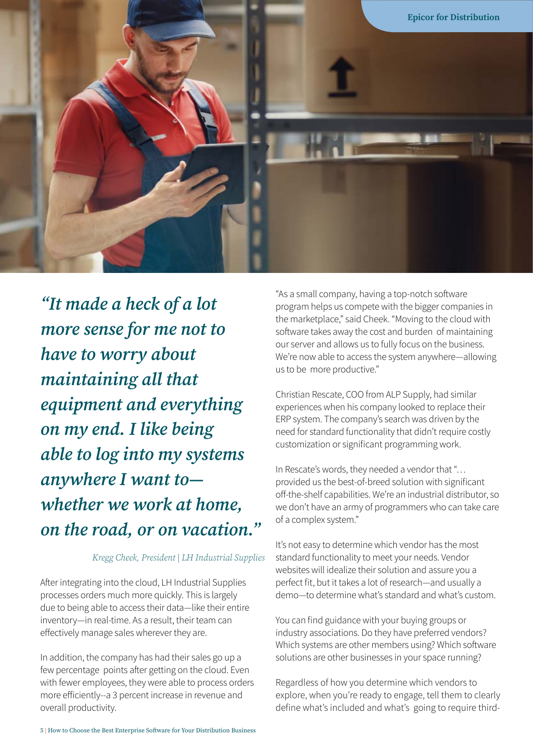*“It made a heck of a lot more sense for me not to have to worry about maintaining all that equipment and everything on my end. I like being able to log into my systems anywhere I want to—whether we work at home, on the road, or on vacation.”*

*Kregg Cheek, President | LH Industrial Supplies*

After integrating into the cloud, LH Industrial Supplies processes orders much more quickly. This is largely due to being able to access their data—like their entire inventory—in real-time. As a result, their team can effectively manage sales wherever they are.

In addition, the company has had their sales go up a few percentage points after getting on the cloud. Even with fewer employees, they were able to process orders more efficiently--a 3 percent increase in revenue and overall productivity.

“As a small company, having a top-notch software program helps us compete with the bigger companies in the marketplace,” said Cheek. “Moving to the cloud with software takes away the cost and burden of maintaining our server and allows us to fully focus on the business. We’re now able to access the system anywhere—allowing us to be more productive.”

Christian Rescate, COO from ALP Supply, had similar experiences when his company looked to replace their ERP system. The company’s search was driven by the need for standard functionality that didn’t require costly customization or significant programming work.

In Rescate’s words, they needed a vendor that “… provided us the best-of-breed solution with significant off-the-shelf capabilities. We’re an industrial distributor, so we don’t have an army of programmers who can take care of a complex system.”

It’s not easy to determine which vendor has the most standard functionality to meet your needs. Vendor websites will idealize their solution and assure you a perfect fit, but it takes a lot of research—and usually a demo—to determine what’s standard and what’s custom.

You can find guidance with your buying groups or industry associations. Do they have preferred vendors? Which systems are other members using? Which software solutions are other businesses in your space running?

Regardless of how you determine which vendors to explore, when you’re ready to engage, tell them to clearly define what’s included and what’s going to require third-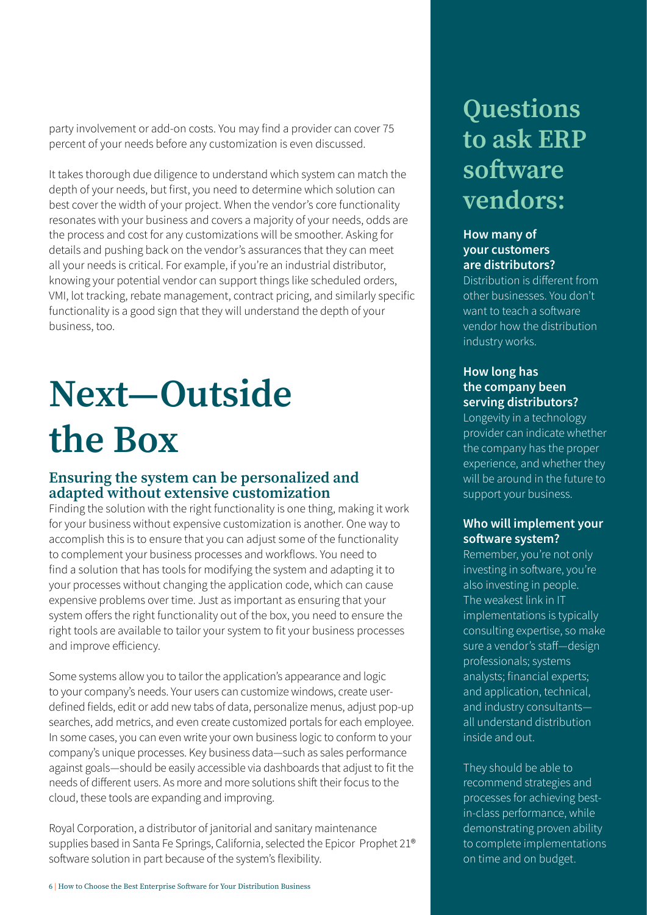party involvement or add-on costs. You may find a provider can cover 75 percent of your needs before any customization is even discussed.

It takes thorough due diligence to understand which system can match the depth of your needs, but first, you need to determine which solution can best cover the width of your project. When the vendor's core functionality resonates with your business and covers a majority of your needs, odds are the process and cost for any customizations will be smoother. Asking for details and pushing back on the vendor's assurances that they can meet all your needs is critical. For example, if you're an industrial distributor, knowing your potential vendor can support things like scheduled orders, VMI, lot tracking, rebate management, contract pricing, and similarly specific functionality is a good sign that they will understand the depth of your business, too.

# Next—Outside the Box

## Ensuring the system can be personalized and adapted without extensive customization

Finding the solution with the right functionality is one thing, making it work for your business without expensive customization is another. One way to accomplish this is to ensure that you can adjust some of the functionality to complement your business processes and workflows. You need to find a solution that has tools for modifying the system and adapting it to your processes without changing the application code, which can cause expensive problems over time. Just as important as ensuring that your system offers the right functionality out of the box, you need to ensure the right tools are available to tailor your system to fit your business processes and improve efficiency.

Some systems allow you to tailor the application's appearance and logic to your company's needs. Your users can customize windows, create user-defined fields, edit or add new tabs of data, personalize menus, adjust pop-up searches, add metrics, and even create customized portals for each employee. In some cases, you can even write your own business logic to conform to your company's unique processes. Key business data—such as sales performance against goals—should be easily accessible via dashboards that adjust to fit the needs of different users. As more and more solutions shift their focus to the cloud, these tools are expanding and improving.

Royal Corporation, a distributor of janitorial and sanitary maintenance supplies based in Santa Fe Springs, California, selected the Epicor Prophet 21® software solution in part because of the system's flexibility.

## Questions to ask ERP software vendors:

**How many of your customers are distributors?**
Distribution is different from other businesses. You don't want to teach a software vendor how the distribution industry works.

**How long has the company been serving distributors?**
Longevity in a technology provider can indicate whether the company has the proper experience, and whether they will be around in the future to support your business.

**Who will implement your software system?**
Remember, you're not only investing in software, you're also investing in people. The weakest link in IT implementations is typically consulting expertise, so make sure a vendor's staff—design professionals; systems analysts; financial experts; and application, technical, and industry consultants—all understand distribution inside and out.

They should be able to recommend strategies and processes for achieving best-in-class performance, while demonstrating proven ability to complete implementations on time and on budget.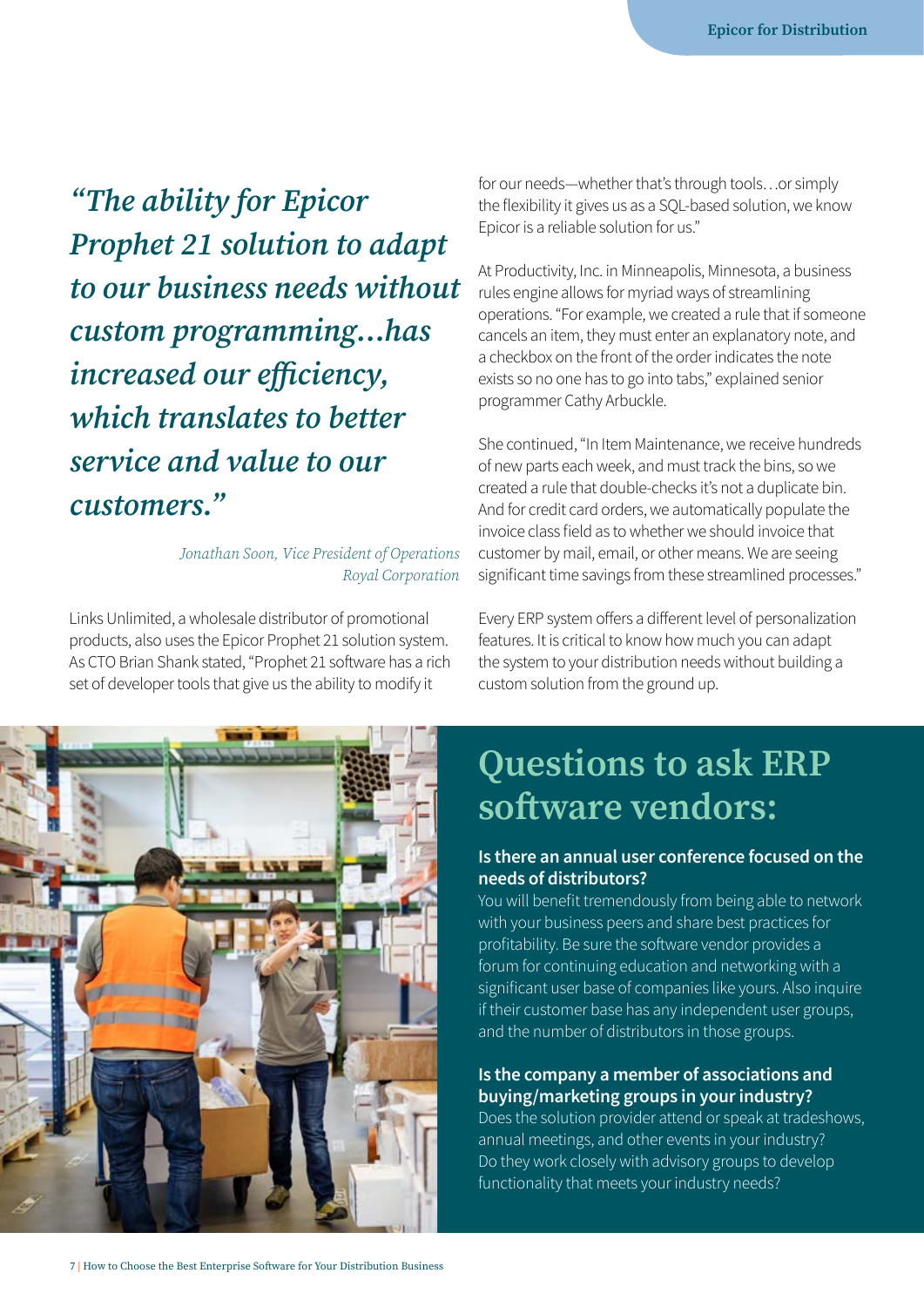*"The ability for Epicor Prophet 21 solution to adapt to our business needs without custom programming...has increased our efficiency, which translates to better service and value to our customers."*

*Jonathan Soon, Vice President of Operations*
*Royal Corporation*

Links Unlimited, a wholesale distributor of promotional products, also uses the Epicor Prophet 21 solution system. As CTO Brian Shank stated, "Prophet 21 software has a rich set of developer tools that give us the ability to modify it for our needs—whether that's through tools. . .or simply the flexibility it gives us as a SQL-based solution, we know Epicor is a reliable solution for us."

At Productivity, Inc. in Minneapolis, Minnesota, a business rules engine allows for myriad ways of streamlining operations. "For example, we created a rule that if someone cancels an item, they must enter an explanatory note, and a checkbox on the front of the order indicates the note exists so no one has to go into tabs," explained senior programmer Cathy Arbuckle.

She continued, "In Item Maintenance, we receive hundreds of new parts each week, and must track the bins, so we created a rule that double-checks it's not a duplicate bin. And for credit card orders, we automatically populate the invoice class field as to whether we should invoice that customer by mail, email, or other means. We are seeing significant time savings from these streamlined processes."

Every ERP system offers a different level of personalization features. It is critical to know how much you can adapt the system to your distribution needs without building a custom solution from the ground up.

## Questions to ask ERP software vendors:

**Is there an annual user conference focused on the needs of distributors?**
You will benefit tremendously from being able to network with your business peers and share best practices for profitability. Be sure the software vendor provides a forum for continuing education and networking with a significant user base of companies like yours. Also inquire if their customer base has any independent user groups, and the number of distributors in those groups.

**Is the company a member of associations and buying/marketing groups in your industry?**
Does the solution provider attend or speak at tradeshows, annual meetings, and other events in your industry? Do they work closely with advisory groups to develop functionality that meets your industry needs?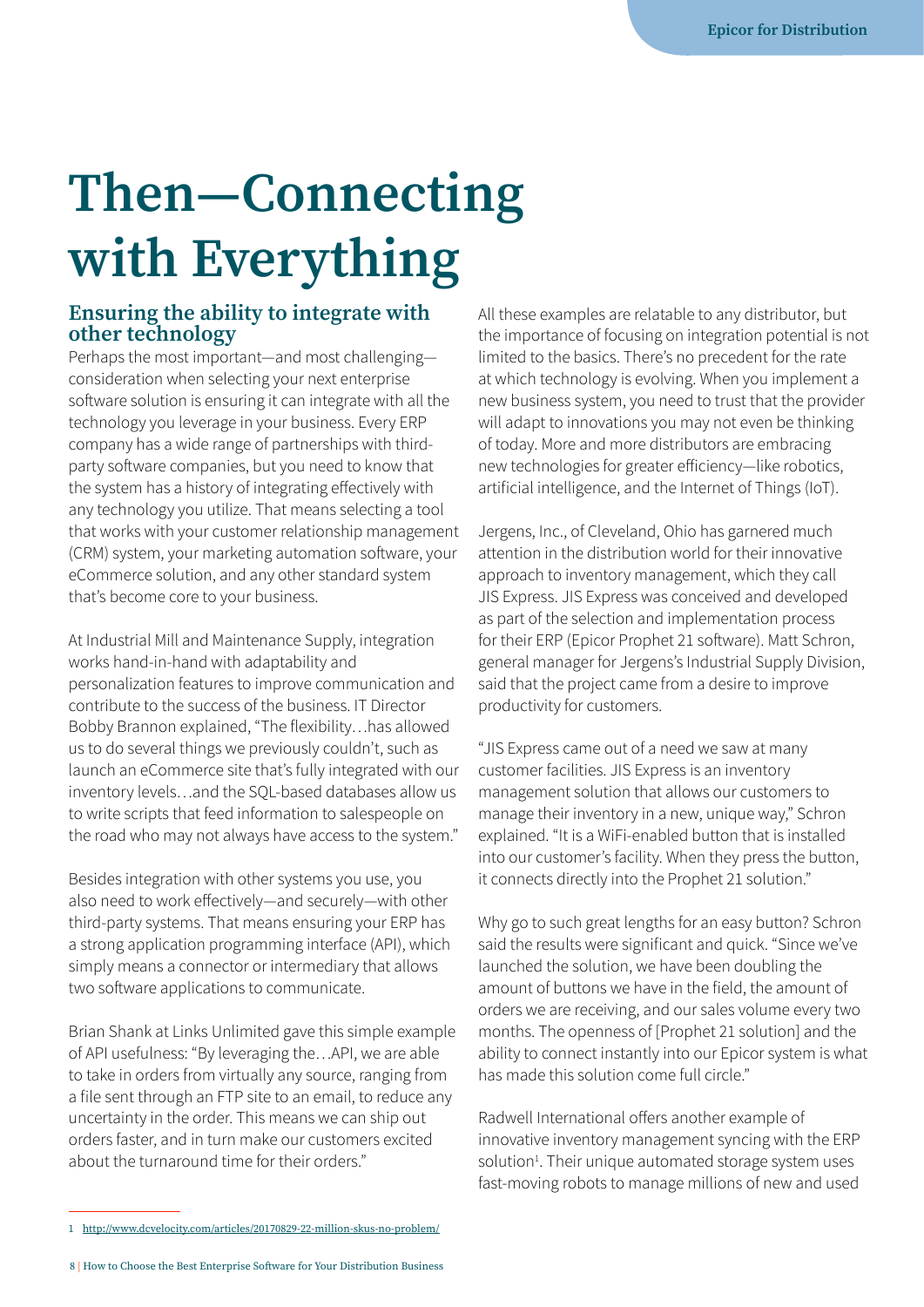# Then—Connecting with Everything

## Ensuring the ability to integrate with other technology

Perhaps the most important—and most challenging—consideration when selecting your next enterprise software solution is ensuring it can integrate with all the technology you leverage in your business. Every ERP company has a wide range of partnerships with third-party software companies, but you need to know that the system has a history of integrating effectively with any technology you utilize. That means selecting a tool that works with your customer relationship management (CRM) system, your marketing automation software, your eCommerce solution, and any other standard system that's become core to your business.

At Industrial Mill and Maintenance Supply, integration works hand-in-hand with adaptability and personalization features to improve communication and contribute to the success of the business. IT Director Bobby Brannon explained, "The flexibility…has allowed us to do several things we previously couldn't, such as launch an eCommerce site that's fully integrated with our inventory levels…and the SQL-based databases allow us to write scripts that feed information to salespeople on the road who may not always have access to the system."

Besides integration with other systems you use, you also need to work effectively—and securely—with other third-party systems. That means ensuring your ERP has a strong application programming interface (API), which simply means a connector or intermediary that allows two software applications to communicate.

Brian Shank at Links Unlimited gave this simple example of API usefulness: "By leveraging the…API, we are able to take in orders from virtually any source, ranging from a file sent through an FTP site to an email, to reduce any uncertainty in the order. This means we can ship out orders faster, and in turn make our customers excited about the turnaround time for their orders."

All these examples are relatable to any distributor, but the importance of focusing on integration potential is not limited to the basics. There's no precedent for the rate at which technology is evolving. When you implement a new business system, you need to trust that the provider will adapt to innovations you may not even be thinking of today. More and more distributors are embracing new technologies for greater efficiency—like robotics, artificial intelligence, and the Internet of Things (IoT).

Jergens, Inc., of Cleveland, Ohio has garnered much attention in the distribution world for their innovative approach to inventory management, which they call JIS Express. JIS Express was conceived and developed as part of the selection and implementation process for their ERP (Epicor Prophet 21 software). Matt Schron, general manager for Jergens's Industrial Supply Division, said that the project came from a desire to improve productivity for customers.

"JIS Express came out of a need we saw at many customer facilities. JIS Express is an inventory management solution that allows our customers to manage their inventory in a new, unique way," Schron explained. "It is a WiFi-enabled button that is installed into our customer's facility. When they press the button, it connects directly into the Prophet 21 solution."

Why go to such great lengths for an easy button? Schron said the results were significant and quick. "Since we've launched the solution, we have been doubling the amount of buttons we have in the field, the amount of orders we are receiving, and our sales volume every two months. The openness of [Prophet 21 solution] and the ability to connect instantly into our Epicor system is what has made this solution come full circle."

Radwell International offers another example of innovative inventory management syncing with the ERP solution[1]. Their unique automated storage system uses fast-moving robots to manage millions of new and used

---

1 http://www.dcvelocity.com/articles/20170829-22-million-skus-no-problem/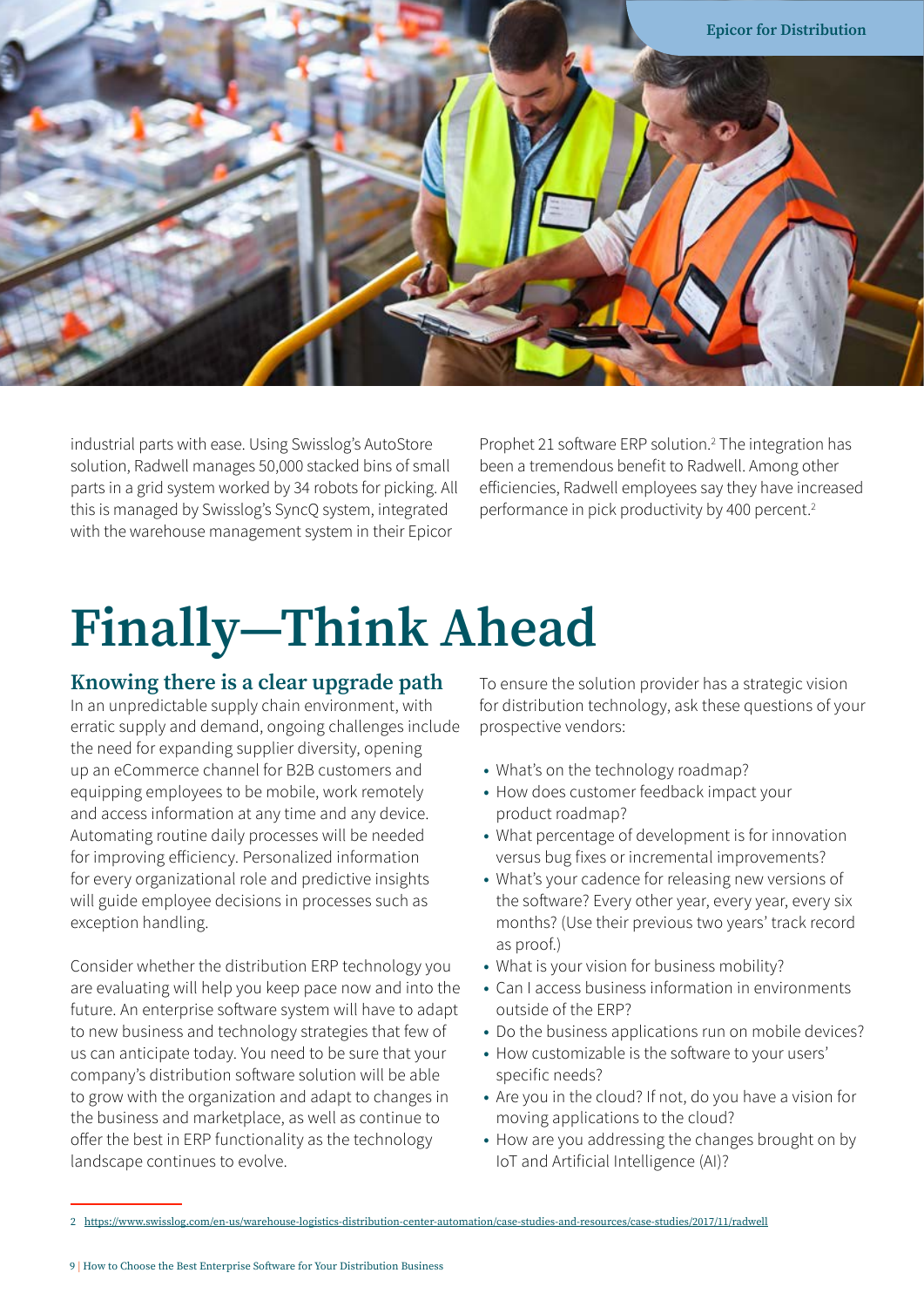industrial parts with ease. Using Swisslog's AutoStore solution, Radwell manages 50,000 stacked bins of small parts in a grid system worked by 34 robots for picking. All this is managed by Swisslog's SyncQ system, integrated with the warehouse management system in their Epicor Prophet 21 software ERP solution.[2] The integration has been a tremendous benefit to Radwell. Among other efficiencies, Radwell employees say they have increased performance in pick productivity by 400 percent.[2]

# Finally—Think Ahead

## Knowing there is a clear upgrade path

In an unpredictable supply chain environment, with erratic supply and demand, ongoing challenges include the need for expanding supplier diversity, opening up an eCommerce channel for B2B customers and equipping employees to be mobile, work remotely and access information at any time and any device. Automating routine daily processes will be needed for improving efficiency. Personalized information for every organizational role and predictive insights will guide employee decisions in processes such as exception handling.

Consider whether the distribution ERP technology you are evaluating will help you keep pace now and into the future. An enterprise software system will have to adapt to new business and technology strategies that few of us can anticipate today. You need to be sure that your company's distribution software solution will be able to grow with the organization and adapt to changes in the business and marketplace, as well as continue to offer the best in ERP functionality as the technology landscape continues to evolve.

To ensure the solution provider has a strategic vision for distribution technology, ask these questions of your prospective vendors:

- What's on the technology roadmap?
- How does customer feedback impact your product roadmap?
- What percentage of development is for innovation versus bug fixes or incremental improvements?
- What's your cadence for releasing new versions of the software? Every other year, every year, every six months? (Use their previous two years' track record as proof.)
- What is your vision for business mobility?
- Can I access business information in environments outside of the ERP?
- Do the business applications run on mobile devices?
- How customizable is the software to your users' specific needs?
- Are you in the cloud? If not, do you have a vision for moving applications to the cloud?
- How are you addressing the changes brought on by IoT and Artificial Intelligence (AI)?

2 https://www.swisslog.com/en-us/warehouse-logistics-distribution-center-automation/case-studies-and-resources/case-studies/2017/11/radwell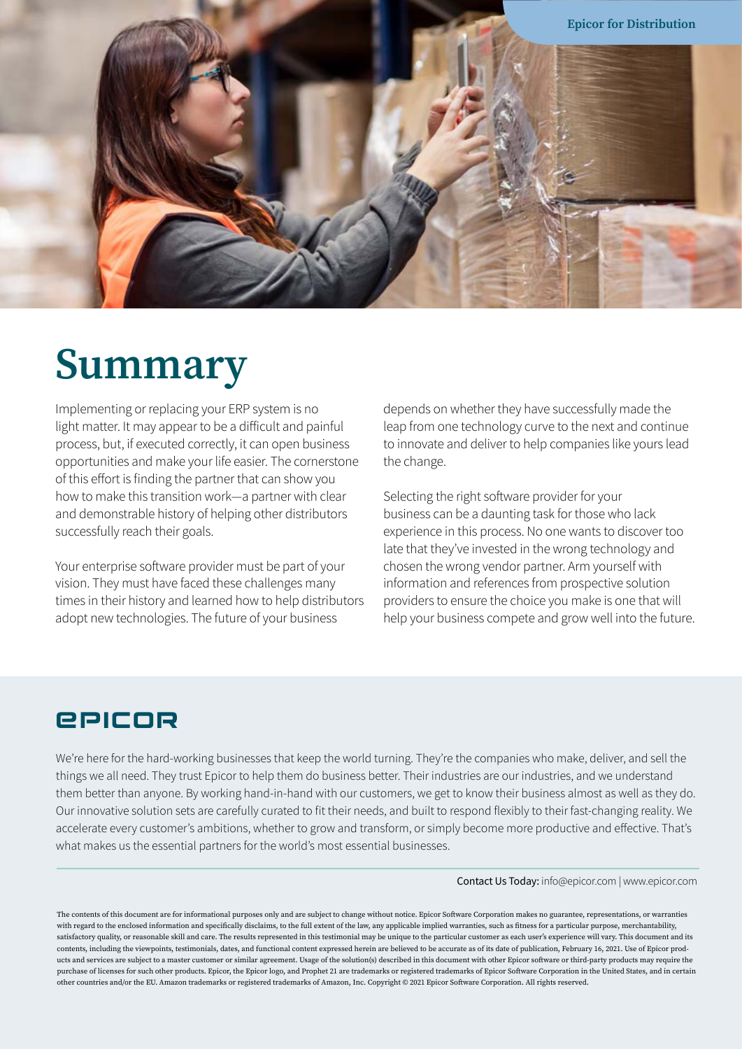# Summary

Implementing or replacing your ERP system is no light matter. It may appear to be a difficult and painful process, but, if executed correctly, it can open business opportunities and make your life easier. The cornerstone of this effort is finding the partner that can show you how to make this transition work—a partner with clear and demonstrable history of helping other distributors successfully reach their goals.

Your enterprise software provider must be part of your vision. They must have faced these challenges many times in their history and learned how to help distributors adopt new technologies. The future of your business depends on whether they have successfully made the leap from one technology curve to the next and continue to innovate and deliver to help companies like yours lead the change.

Selecting the right software provider for your business can be a daunting task for those who lack experience in this process. No one wants to discover too late that they've invested in the wrong technology and chosen the wrong vendor partner. Arm yourself with information and references from prospective solution providers to ensure the choice you make is one that will help your business compete and grow well into the future.

## EPICOR

We're here for the hard-working businesses that keep the world turning. They're the companies who make, deliver, and sell the things we all need. They trust Epicor to help them do business better. Their industries are our industries, and we understand them better than anyone. By working hand-in-hand with our customers, we get to know their business almost as well as they do. Our innovative solution sets are carefully curated to fit their needs, and built to respond flexibly to their fast-changing reality. We accelerate every customer's ambitions, whether to grow and transform, or simply become more productive and effective. That's what makes us the essential partners for the world's most essential businesses.

**Contact Us Today:** info@epicor.com | www.epicor.com

The contents of this document are for informational purposes only and are subject to change without notice. Epicor Software Corporation makes no guarantee, representations, or warranties with regard to the enclosed information and specifically disclaims, to the full extent of the law, any applicable implied warranties, such as fitness for a particular purpose, merchantability, satisfactory quality, or reasonable skill and care. The results represented in this testimonial may be unique to the particular customer as each user's experience will vary. This document and its contents, including the viewpoints, testimonials, dates, and functional content expressed herein are believed to be accurate as of its date of publication, February 16, 2021. Use of Epicor products and services are subject to a master customer or similar agreement. Usage of the solution(s) described in this document with other Epicor software or third-party products may require the purchase of licenses for such other products. Epicor, the Epicor logo, and Prophet 21 are trademarks or registered trademarks of Epicor Software Corporation in the United States, and in certain other countries and/or the EU. Amazon trademarks or registered trademarks of Amazon, Inc. Copyright © 2021 Epicor Software Corporation. All rights reserved.